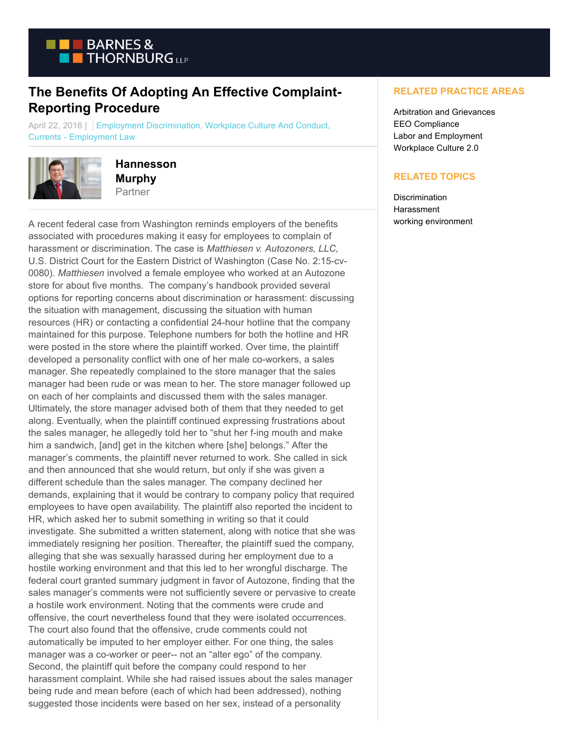# The Benefits Of Adopting An Effective Complaint-Reporting Procedure

April 22, 2016 | Employment Discrimination, Workplace Culture And Conduct, Currents - Employment Law

**Hannesson Murphy**
Partner

A recent federal case from Washington reminds employers of the benefits associated with procedures making it easy for employees to complain of harassment or discrimination. The case is *Matthiesen v. Autozoners, LLC,* U.S. District Court for the Eastern District of Washington (Case No. 2:15-cv-0080). *Matthiesen* involved a female employee who worked at an Autozone store for about five months. The company's handbook provided several options for reporting concerns about discrimination or harassment: discussing the situation with management, discussing the situation with human resources (HR) or contacting a confidential 24-hour hotline that the company maintained for this purpose. Telephone numbers for both the hotline and HR were posted in the store where the plaintiff worked. Over time, the plaintiff developed a personality conflict with one of her male co-workers, a sales manager. She repeatedly complained to the store manager that the sales manager had been rude or was mean to her. The store manager followed up on each of her complaints and discussed them with the sales manager. Ultimately, the store manager advised both of them that they needed to get along. Eventually, when the plaintiff continued expressing frustrations about the sales manager, he allegedly told her to "shut her f-ing mouth and make him a sandwich, [and] get in the kitchen where [she] belongs." After the manager's comments, the plaintiff never returned to work. She called in sick and then announced that she would return, but only if she was given a different schedule than the sales manager. The company declined her demands, explaining that it would be contrary to company policy that required employees to have open availability. The plaintiff also reported the incident to HR, which asked her to submit something in writing so that it could investigate. She submitted a written statement, along with notice that she was immediately resigning her position. Thereafter, the plaintiff sued the company, alleging that she was sexually harassed during her employment due to a hostile working environment and that this led to her wrongful discharge. The federal court granted summary judgment in favor of Autozone, finding that the sales manager's comments were not sufficiently severe or pervasive to create a hostile work environment. Noting that the comments were crude and offensive, the court nevertheless found that they were isolated occurrences. The court also found that the offensive, crude comments could not automatically be imputed to her employer either. For one thing, the sales manager was a co-worker or peer-- not an "alter ego" of the company. Second, the plaintiff quit before the company could respond to her harassment complaint. While she had raised issues about the sales manager being rude and mean before (each of which had been addressed), nothing suggested those incidents were based on her sex, instead of a personality

**RELATED PRACTICE AREAS**

Arbitration and Grievances
EEO Compliance
Labor and Employment
Workplace Culture 2.0

**RELATED TOPICS**

Discrimination
Harassment
working environment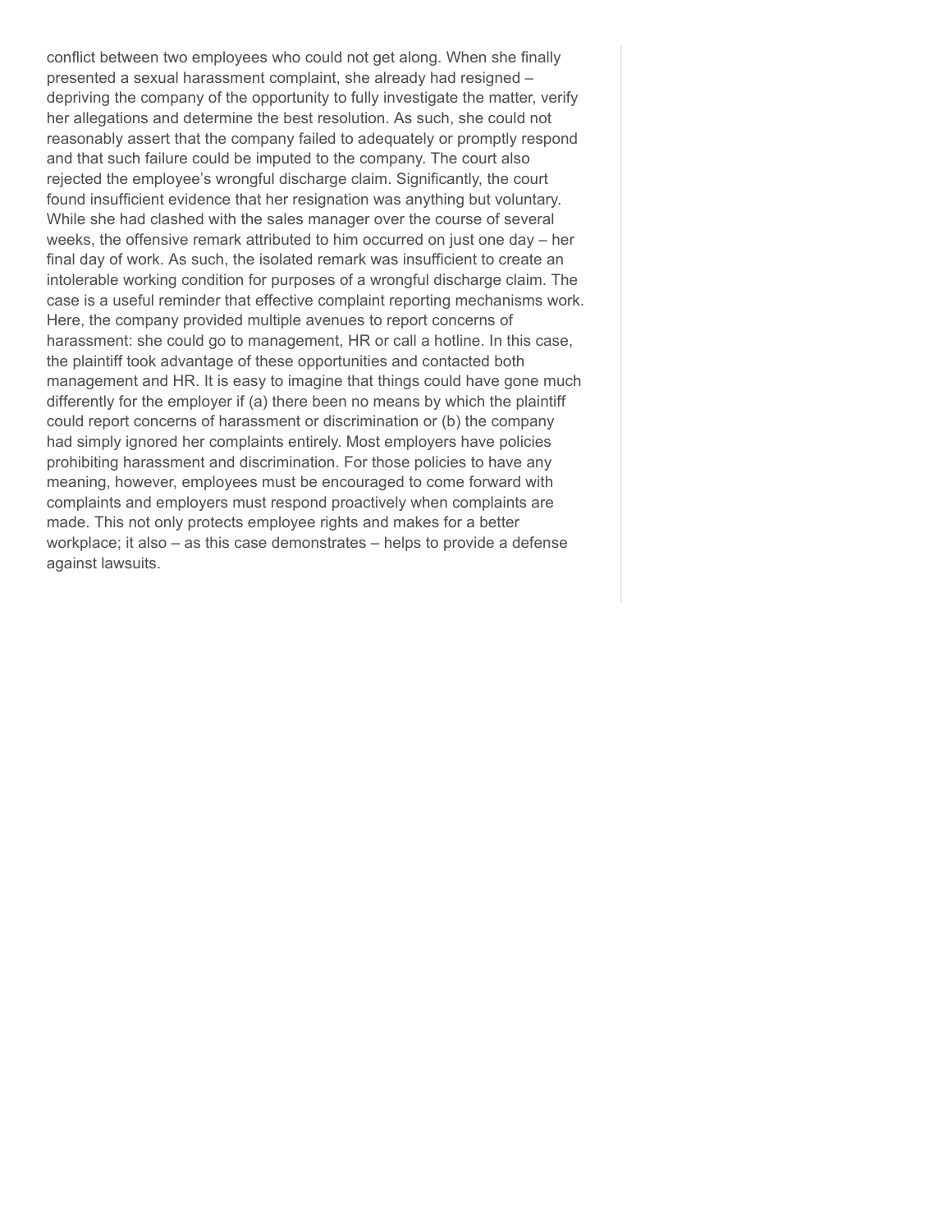conflict between two employees who could not get along. When she finally presented a sexual harassment complaint, she already had resigned – depriving the company of the opportunity to fully investigate the matter, verify her allegations and determine the best resolution. As such, she could not reasonably assert that the company failed to adequately or promptly respond and that such failure could be imputed to the company. The court also rejected the employee's wrongful discharge claim. Significantly, the court found insufficient evidence that her resignation was anything but voluntary. While she had clashed with the sales manager over the course of several weeks, the offensive remark attributed to him occurred on just one day – her final day of work. As such, the isolated remark was insufficient to create an intolerable working condition for purposes of a wrongful discharge claim. The case is a useful reminder that effective complaint reporting mechanisms work. Here, the company provided multiple avenues to report concerns of harassment: she could go to management, HR or call a hotline. In this case, the plaintiff took advantage of these opportunities and contacted both management and HR. It is easy to imagine that things could have gone much differently for the employer if (a) there been no means by which the plaintiff could report concerns of harassment or discrimination or (b) the company had simply ignored her complaints entirely. Most employers have policies prohibiting harassment and discrimination. For those policies to have any meaning, however, employees must be encouraged to come forward with complaints and employers must respond proactively when complaints are made. This not only protects employee rights and makes for a better workplace; it also – as this case demonstrates – helps to provide a defense against lawsuits.